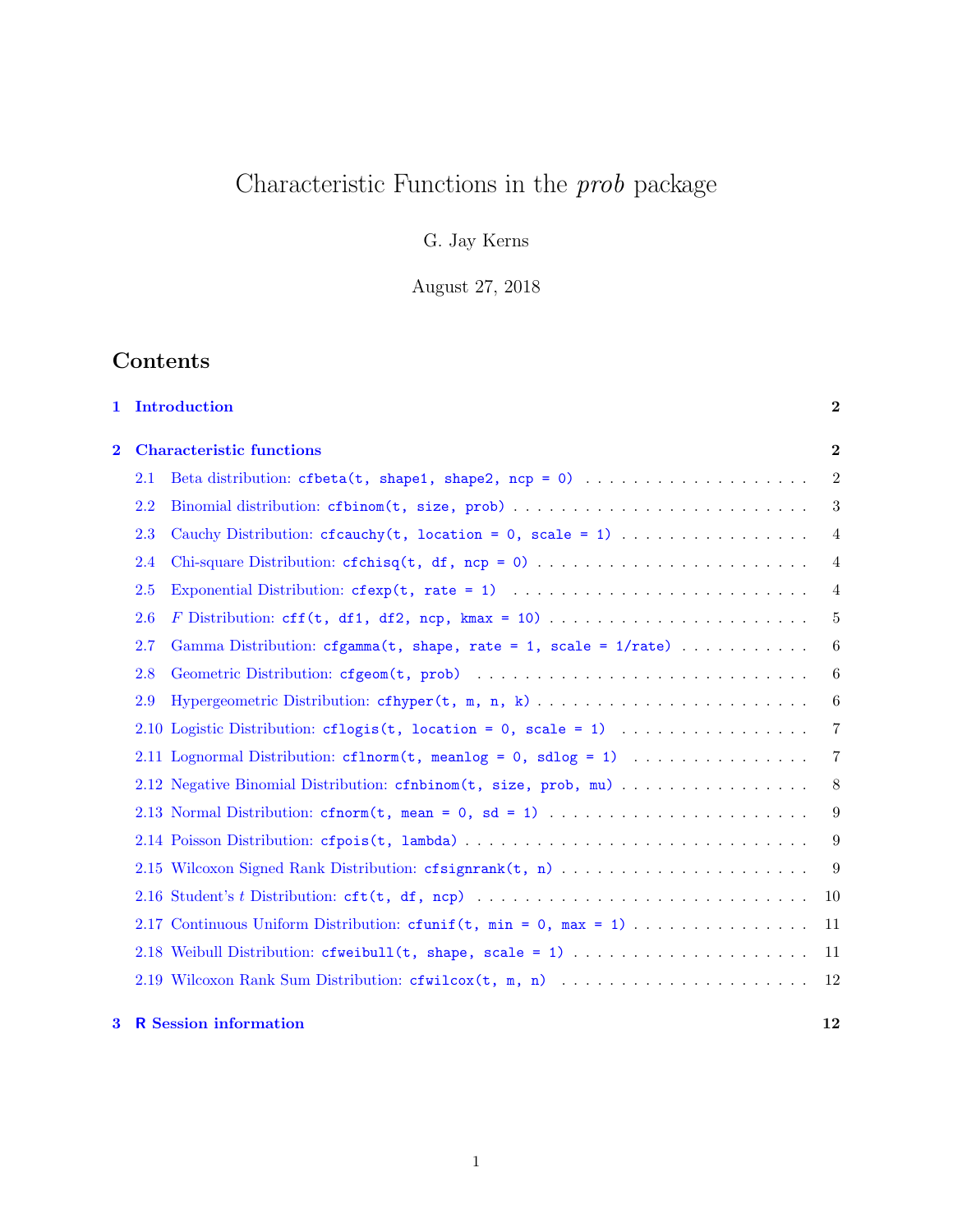# Characteristic Functions in the *prob* package

G. Jay Kerns

August 27, 2018

## Contents

**1 Introduction** **2**

**2 Characteristic functions** **2**

- 2.1 Beta distribution: `cfbeta(t, shape1, shape2, ncp = 0)` . . . 2
- 2.2 Binomial distribution: `cfbinom(t, size, prob)` . . . 3
- 2.3 Cauchy Distribution: `cfcauchy(t, location = 0, scale = 1)` . . . 4
- 2.4 Chi-square Distribution: `cfchisq(t, df, ncp = 0)` . . . 4
- 2.5 Exponential Distribution: `cfexp(t, rate = 1)` . . . 4
- 2.6 *F* Distribution: `cff(t, df1, df2, ncp, kmax = 10)` . . . 5
- 2.7 Gamma Distribution: `cfgamma(t, shape, rate = 1, scale = 1/rate)` . . . 6
- 2.8 Geometric Distribution: `cfgeom(t, prob)` . . . 6
- 2.9 Hypergeometric Distribution: `cfhyper(t, m, n, k)` . . . 6
- 2.10 Logistic Distribution: `cflogis(t, location = 0, scale = 1)` . . . 7
- 2.11 Lognormal Distribution: `cflnorm(t, meanlog = 0, sdlog = 1)` . . . 7
- 2.12 Negative Binomial Distribution: `cfnbinom(t, size, prob, mu)` . . . 8
- 2.13 Normal Distribution: `cfnorm(t, mean = 0, sd = 1)` . . . 9
- 2.14 Poisson Distribution: `cfpois(t, lambda)` . . . 9
- 2.15 Wilcoxon Signed Rank Distribution: `cfsignrank(t, n)` . . . 9
- 2.16 Student's *t* Distribution: `cft(t, df, ncp)` . . . 10
- 2.17 Continuous Uniform Distribution: `cfunif(t, min = 0, max = 1)` . . . 11
- 2.18 Weibull Distribution: `cfweibull(t, shape, scale = 1)` . . . 11
- 2.19 Wilcoxon Rank Sum Distribution: `cfwilcox(t, m, n)` . . . 12

**3 R Session information** **12**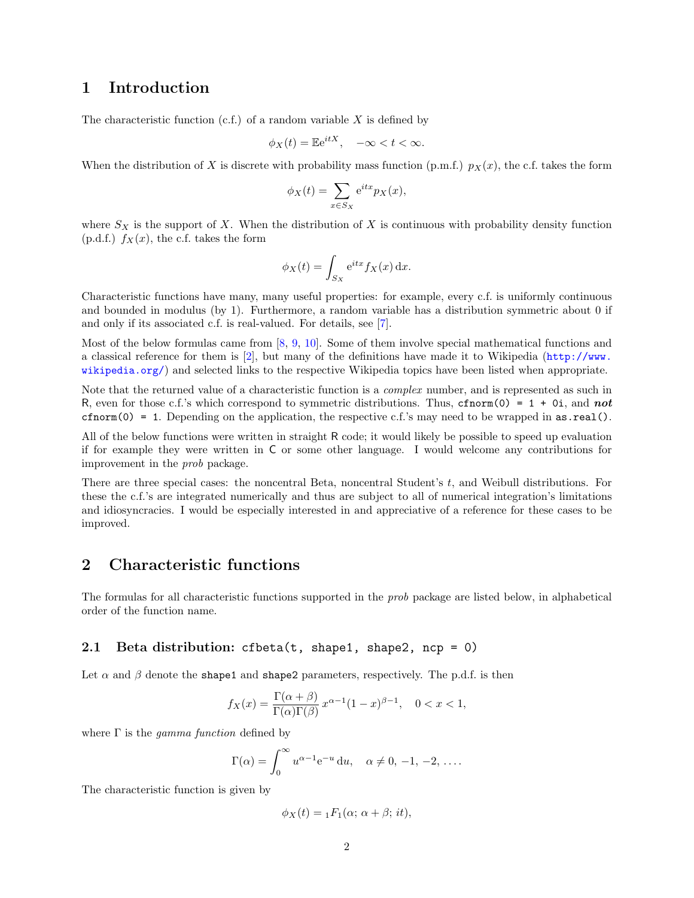# 1 Introduction

The characteristic function (c.f.) of a random variable $X$ is defined by

$$\phi_X(t) = \mathbb{E}\mathrm{e}^{itX}, \quad -\infty < t < \infty.$$

When the distribution of $X$ is discrete with probability mass function (p.m.f.) $p_X(x)$, the c.f. takes the form

$$\phi_X(t) = \sum_{x \in S_X} \mathrm{e}^{itx} p_X(x),$$

where $S_X$ is the support of $X$. When the distribution of $X$ is continuous with probability density function (p.d.f.) $f_X(x)$, the c.f. takes the form

$$\phi_X(t) = \int_{S_X} \mathrm{e}^{itx} f_X(x)\,\mathrm{d}x.$$

Characteristic functions have many, many useful properties: for example, every c.f. is uniformly continuous and bounded in modulus (by 1). Furthermore, a random variable has a distribution symmetric about 0 if and only if its associated c.f. is real-valued. For details, see [7].

Most of the below formulas came from [8, 9, 10]. Some of them involve special mathematical functions and a classical reference for them is [2], but many of the definitions have made it to Wikipedia (http://www.wikipedia.org/) and selected links to the respective Wikipedia topics have been listed when appropriate.

Note that the returned value of a characteristic function is a *complex* number, and is represented as such in R, even for those c.f.'s which correspond to symmetric distributions. Thus, `cfnorm(0) = 1 + 0i`, and ***not*** `cfnorm(0) = 1`. Depending on the application, the respective c.f.'s may need to be wrapped in `as.real()`.

All of the below functions were written in straight R code; it would likely be possible to speed up evaluation if for example they were written in C or some other language. I would welcome any contributions for improvement in the *prob* package.

There are three special cases: the noncentral Beta, noncentral Student's $t$, and Weibull distributions. For these the c.f.'s are integrated numerically and thus are subject to all of numerical integration's limitations and idiosyncracies. I would be especially interested in and appreciative of a reference for these cases to be improved.

# 2 Characteristic functions

The formulas for all characteristic functions supported in the *prob* package are listed below, in alphabetical order of the function name.

## 2.1 Beta distribution: `cfbeta(t, shape1, shape2, ncp = 0)`

Let $\alpha$ and $\beta$ denote the `shape1` and `shape2` parameters, respectively. The p.d.f. is then

$$f_X(x) = \frac{\Gamma(\alpha+\beta)}{\Gamma(\alpha)\Gamma(\beta)}\, x^{\alpha-1}(1-x)^{\beta-1}, \quad 0 < x < 1,$$

where $\Gamma$ is the *gamma function* defined by

$$\Gamma(\alpha) = \int_0^\infty u^{\alpha-1}\mathrm{e}^{-u}\,\mathrm{d}u, \quad \alpha \neq 0, -1, -2, \ldots.$$

The characteristic function is given by

$$\phi_X(t) = {}_1F_1(\alpha;\, \alpha+\beta;\, it),$$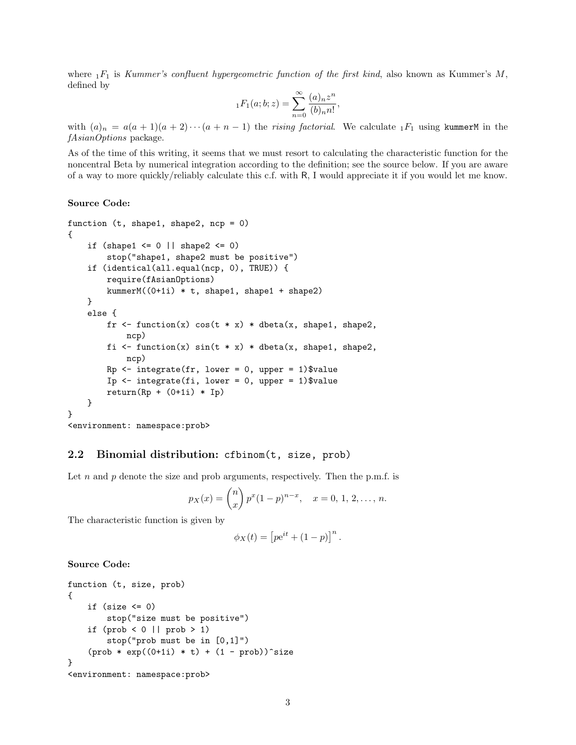where ${}_1F_1$ is *Kummer's confluent hypergeometric function of the first kind*, also known as Kummer's $M$, defined by

$$
{}_1F_1(a;b;z) = \sum_{n=0}^{\infty} \frac{(a)_n z^n}{(b)_n n!},
$$

with $(a)_n = a(a+1)(a+2)\cdots(a+n-1)$ the *rising factorial*. We calculate ${}_1F_1$ using `kummerM` in the *fAsianOptions* package.

As of the time of this writing, it seems that we must resort to calculating the characteristic function for the noncentral Beta by numerical integration according to the definition; see the source below. If you are aware of a way to more quickly/reliably calculate this c.f. with R, I would appreciate it if you would let me know.

**Source Code:**

```
function (t, shape1, shape2, ncp = 0)
{
    if (shape1 <= 0 || shape2 <= 0)
        stop("shape1, shape2 must be positive")
    if (identical(all.equal(ncp, 0), TRUE)) {
        require(fAsianOptions)
        kummerM((0+1i) * t, shape1, shape1 + shape2)
    }
    else {
        fr <- function(x) cos(t * x) * dbeta(x, shape1, shape2,
            ncp)
        fi <- function(x) sin(t * x) * dbeta(x, shape1, shape2,
            ncp)
        Rp <- integrate(fr, lower = 0, upper = 1)$value
        Ip <- integrate(fi, lower = 0, upper = 1)$value
        return(Rp + (0+1i) * Ip)
    }
}
<environment: namespace:prob>
```

## 2.2 Binomial distribution: `cfbinom(t, size, prob)`

Let $n$ and $p$ denote the size and prob arguments, respectively. Then the p.m.f. is

$$
p_X(x) = \binom{n}{x} p^x (1-p)^{n-x}, \quad x = 0, 1, 2, \ldots, n.
$$

The characteristic function is given by

$$
\phi_X(t) = \left[p\mathrm{e}^{it} + (1-p)\right]^n.
$$

**Source Code:**

```
function (t, size, prob)
{
    if (size <= 0)
        stop("size must be positive")
    if (prob < 0 || prob > 1)
        stop("prob must be in [0,1]")
    (prob * exp((0+1i) * t) + (1 - prob))^size
}
<environment: namespace:prob>
```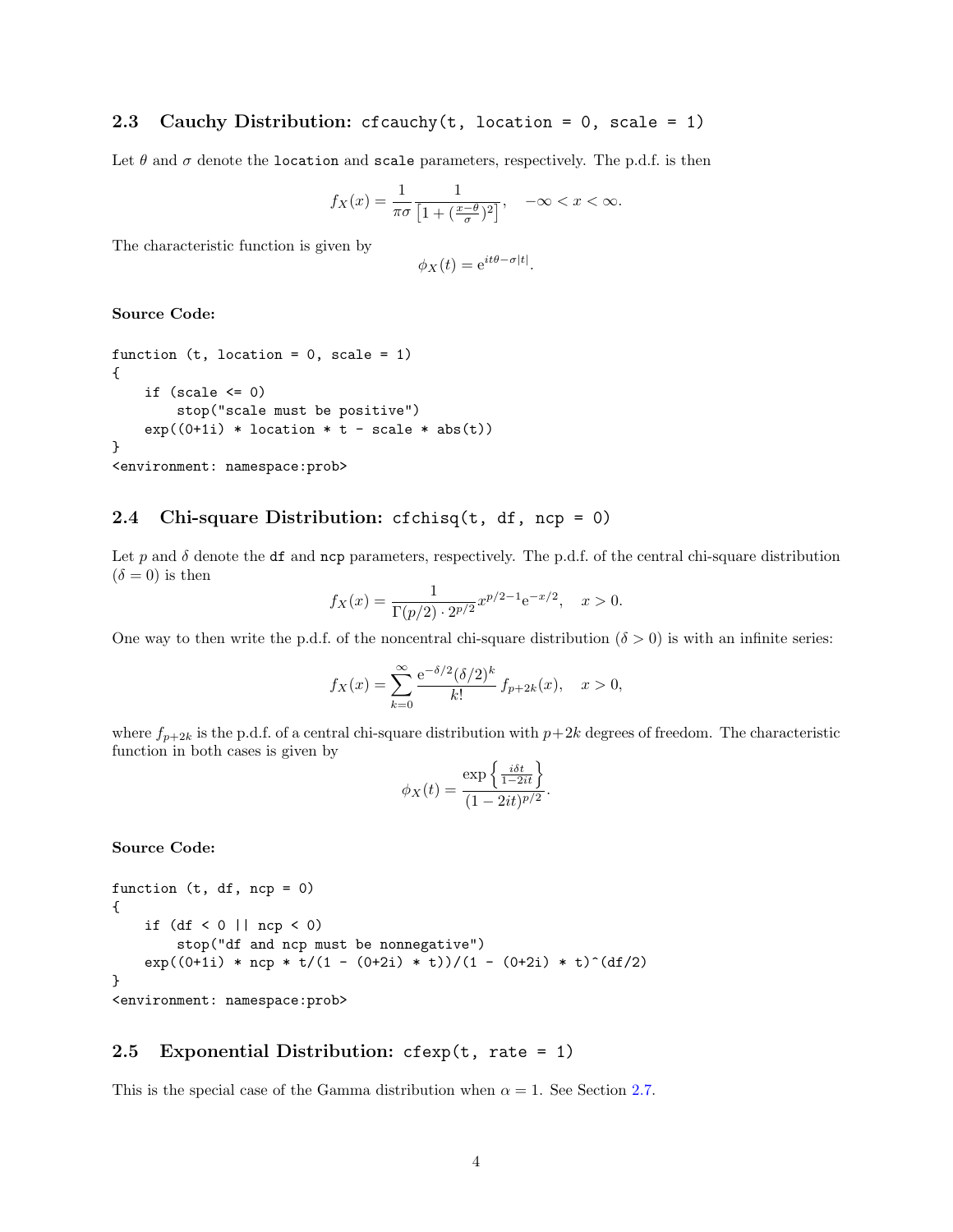## 2.3 Cauchy Distribution: `cfcauchy(t, location = 0, scale = 1)`

Let $\theta$ and $\sigma$ denote the `location` and `scale` parameters, respectively. The p.d.f. is then

$$f_X(x) = \frac{1}{\pi\sigma} \frac{1}{\left[1 + (\frac{x-\theta}{\sigma})^2\right]}, \quad -\infty < x < \infty.$$

The characteristic function is given by

$$\phi_X(t) = \mathrm{e}^{it\theta - \sigma|t|}.$$

**Source Code:**

```
function (t, location = 0, scale = 1)
{
    if (scale <= 0)
        stop("scale must be positive")
    exp((0+1i) * location * t - scale * abs(t))
}
<environment: namespace:prob>
```

## 2.4 Chi-square Distribution: `cfchisq(t, df, ncp = 0)`

Let $p$ and $\delta$ denote the `df` and `ncp` parameters, respectively. The p.d.f. of the central chi-square distribution ($\delta = 0$) is then

$$f_X(x) = \frac{1}{\Gamma(p/2) \cdot 2^{p/2}} x^{p/2-1} \mathrm{e}^{-x/2}, \quad x > 0.$$

One way to then write the p.d.f. of the noncentral chi-square distribution ($\delta > 0$) is with an infinite series:

$$f_X(x) = \sum_{k=0}^{\infty} \frac{\mathrm{e}^{-\delta/2} (\delta/2)^k}{k!} f_{p+2k}(x), \quad x > 0,$$

where $f_{p+2k}$ is the p.d.f. of a central chi-square distribution with $p+2k$ degrees of freedom. The characteristic function in both cases is given by

$$\phi_X(t) = \frac{\exp\left\{\frac{i\delta t}{1-2it}\right\}}{(1-2it)^{p/2}}.$$

**Source Code:**

```
function (t, df, ncp = 0)
{
    if (df < 0 || ncp < 0)
        stop("df and ncp must be nonnegative")
    exp((0+1i) * ncp * t/(1 - (0+2i) * t))/(1 - (0+2i) * t)^(df/2)
}
<environment: namespace:prob>
```

## 2.5 Exponential Distribution: `cfexp(t, rate = 1)`

This is the special case of the Gamma distribution when $\alpha = 1$. See Section 2.7.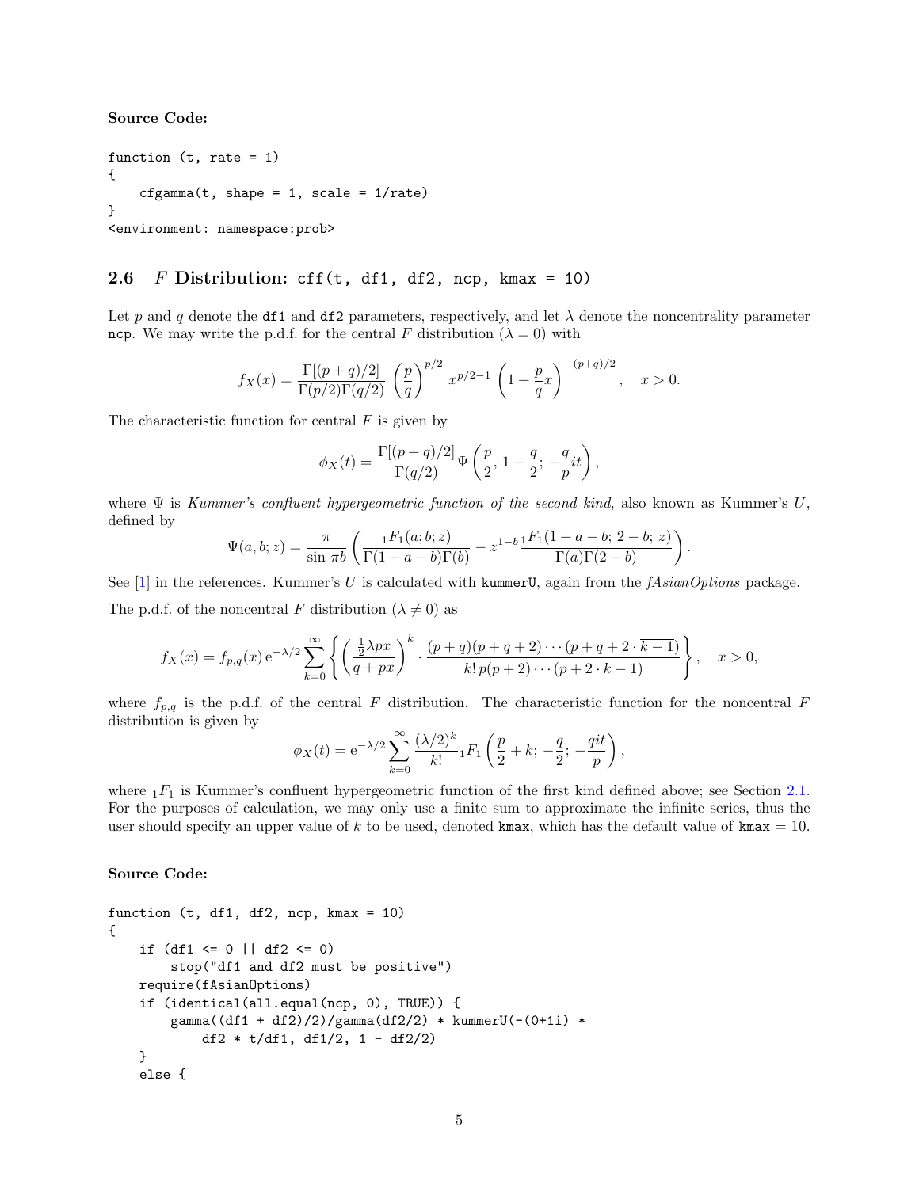**Source Code:**

```
function (t, rate = 1)
{
    cfgamma(t, shape = 1, scale = 1/rate)
}
<environment: namespace:prob>
```

## 2.6 $F$ Distribution: cff(t, df1, df2, ncp, kmax = 10)

Let $p$ and $q$ denote the df1 and df2 parameters, respectively, and let $\lambda$ denote the noncentrality parameter ncp. We may write the p.d.f. for the central $F$ distribution ($\lambda = 0$) with

$$f_X(x) = \frac{\Gamma[(p+q)/2]}{\Gamma(p/2)\Gamma(q/2)} \left(\frac{p}{q}\right)^{p/2} x^{p/2-1} \left(1 + \frac{p}{q}x\right)^{-(p+q)/2}, \quad x > 0.$$

The characteristic function for central $F$ is given by

$$\phi_X(t) = \frac{\Gamma[(p+q)/2]}{\Gamma(q/2)} \Psi\left(\frac{p}{2},\, 1 - \frac{q}{2};\, -\frac{q}{p}it\right),$$

where $\Psi$ is *Kummer's confluent hypergeometric function of the second kind*, also known as Kummer's $U$, defined by

$$\Psi(a, b; z) = \frac{\pi}{\sin \pi b} \left( \frac{{}_1F_1(a; b; z)}{\Gamma(1 + a - b)\Gamma(b)} - z^{1-b} \frac{{}_1F_1(1 + a - b;\, 2 - b;\, z)}{\Gamma(a)\Gamma(2 - b)} \right).$$

See [1] in the references. Kummer's $U$ is calculated with kummerU, again from the *fAsianOptions* package.

The p.d.f. of the noncentral $F$ distribution ($\lambda \neq 0$) as

$$f_X(x) = f_{p,q}(x)\, \mathrm{e}^{-\lambda/2} \sum_{k=0}^{\infty} \left\{ \left( \frac{\frac{1}{2}\lambda p x}{q + px} \right)^k \cdot \frac{(p+q)(p+q+2)\cdots(p+q+2\cdot\overline{k-1})}{k!\, p(p+2)\cdots(p+2\cdot\overline{k-1})} \right\}, \quad x > 0,$$

where $f_{p,q}$ is the p.d.f. of the central $F$ distribution. The characteristic function for the noncentral $F$ distribution is given by

$$\phi_X(t) = \mathrm{e}^{-\lambda/2} \sum_{k=0}^{\infty} \frac{(\lambda/2)^k}{k!} {}_1F_1\left(\frac{p}{2} + k;\, -\frac{q}{2};\, -\frac{qit}{p}\right),$$

where ${}_1F_1$ is Kummer's confluent hypergeometric function of the first kind defined above; see Section 2.1. For the purposes of calculation, we may only use a finite sum to approximate the infinite series, thus the user should specify an upper value of $k$ to be used, denoted kmax, which has the default value of kmax $= 10$.

**Source Code:**

```
function (t, df1, df2, ncp, kmax = 10)
{
    if (df1 <= 0 || df2 <= 0)
        stop("df1 and df2 must be positive")
    require(fAsianOptions)
    if (identical(all.equal(ncp, 0), TRUE)) {
        gamma((df1 + df2)/2)/gamma(df2/2) * kummerU(-(0+1i) *
            df2 * t/df1, df1/2, 1 - df2/2)
    }
    else {
```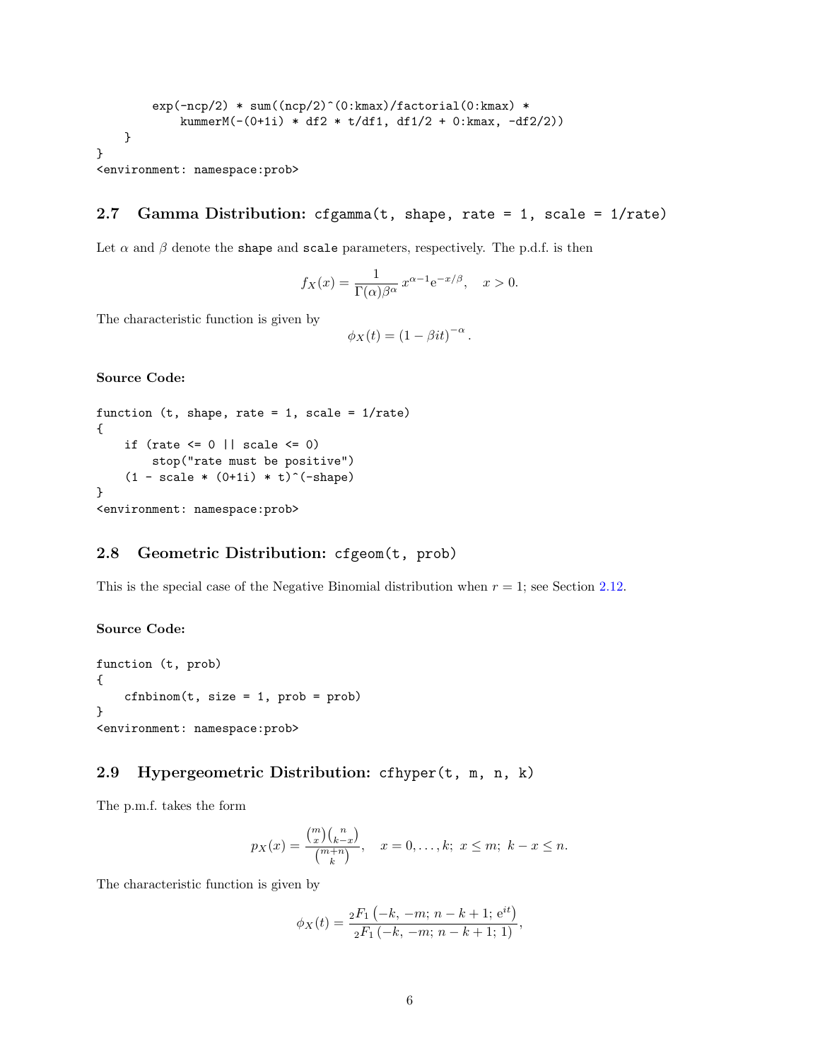```
        exp(-ncp/2) * sum((ncp/2)^(0:kmax)/factorial(0:kmax) *
            kummerM(-(0+1i) * df2 * t/df1, df1/2 + 0:kmax, -df2/2))
    }
}
<environment: namespace:prob>
```

### 2.7 Gamma Distribution: `cfgamma(t, shape, rate = 1, scale = 1/rate)`

Let $\alpha$ and $\beta$ denote the `shape` and `scale` parameters, respectively. The p.d.f. is then

$$f_X(x) = \frac{1}{\Gamma(\alpha)\beta^\alpha}\, x^{\alpha-1}\mathrm{e}^{-x/\beta}, \quad x > 0.$$

The characteristic function is given by

$$\phi_X(t) = (1 - \beta i t)^{-\alpha}.$$

**Source Code:**

```
function (t, shape, rate = 1, scale = 1/rate)
{
    if (rate <= 0 || scale <= 0)
        stop("rate must be positive")
    (1 - scale * (0+1i) * t)^(-shape)
}
<environment: namespace:prob>
```

### 2.8 Geometric Distribution: `cfgeom(t, prob)`

This is the special case of the Negative Binomial distribution when $r = 1$; see Section 2.12.

**Source Code:**

```
function (t, prob)
{
    cfnbinom(t, size = 1, prob = prob)
}
<environment: namespace:prob>
```

### 2.9 Hypergeometric Distribution: `cfhyper(t, m, n, k)`

The p.m.f. takes the form

$$p_X(x) = \frac{\binom{m}{x}\binom{n}{k-x}}{\binom{m+n}{k}}, \quad x = 0, \ldots, k;\ x \leq m;\ k - x \leq n.$$

The characteristic function is given by

$$\phi_X(t) = \frac{{}_2F_1\left(-k,\, -m;\, n - k + 1;\, \mathrm{e}^{it}\right)}{{}_2F_1\left(-k,\, -m;\, n - k + 1;\, 1\right)},$$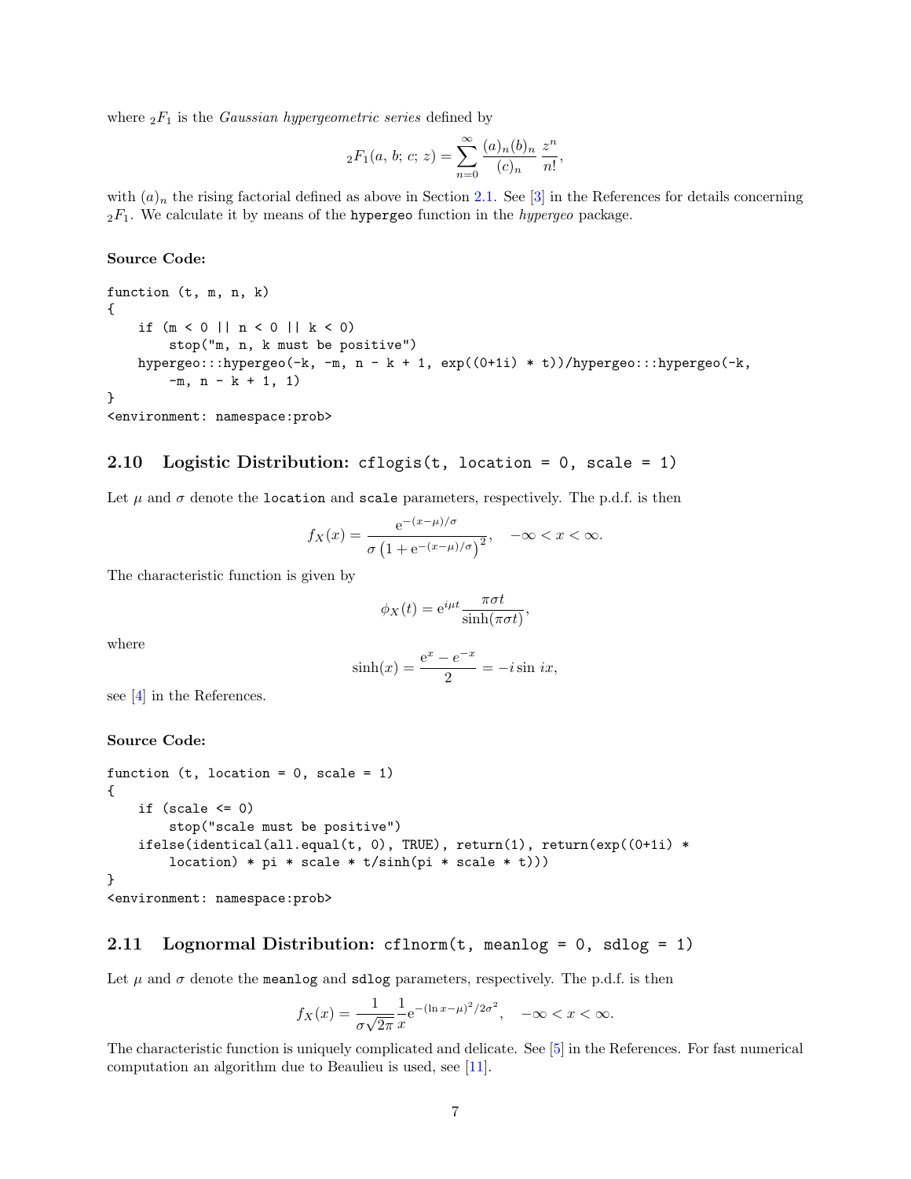where ${}_2F_1$ is the *Gaussian hypergeometric series* defined by

$$
{}_2F_1(a,\, b;\, c;\, z) = \sum_{n=0}^{\infty} \frac{(a)_n (b)_n}{(c)_n} \frac{z^n}{n!},
$$

with $(a)_n$ the rising factorial defined as above in Section 2.1. See [3] in the References for details concerning ${}_2F_1$. We calculate it by means of the `hypergeo` function in the *hypergeo* package.

**Source Code:**

```
function (t, m, n, k)
{
    if (m < 0 || n < 0 || k < 0)
        stop("m, n, k must be positive")
    hypergeo:::hypergeo(-k, -m, n - k + 1, exp((0+1i) * t))/hypergeo:::hypergeo(-k,
        -m, n - k + 1, 1)
}
<environment: namespace:prob>
```

### 2.10 Logistic Distribution: `cflogis(t, location = 0, scale = 1)`

Let $\mu$ and $\sigma$ denote the `location` and `scale` parameters, respectively. The p.d.f. is then

$$
f_X(x) = \frac{\mathrm{e}^{-(x-\mu)/\sigma}}{\sigma \left(1 + \mathrm{e}^{-(x-\mu)/\sigma}\right)^2}, \quad -\infty < x < \infty.
$$

The characteristic function is given by

$$
\phi_X(t) = \mathrm{e}^{i\mu t} \frac{\pi \sigma t}{\sinh(\pi \sigma t)},
$$

where

$$
\sinh(x) = \frac{\mathrm{e}^x - e^{-x}}{2} = -i \sin ix,
$$

see [4] in the References.

**Source Code:**

```
function (t, location = 0, scale = 1)
{
    if (scale <= 0)
        stop("scale must be positive")
    ifelse(identical(all.equal(t, 0), TRUE), return(1), return(exp((0+1i) *
        location) * pi * scale * t/sinh(pi * scale * t)))
}
<environment: namespace:prob>
```

### 2.11 Lognormal Distribution: `cflnorm(t, meanlog = 0, sdlog = 1)`

Let $\mu$ and $\sigma$ denote the `meanlog` and `sdlog` parameters, respectively. The p.d.f. is then

$$
f_X(x) = \frac{1}{\sigma\sqrt{2\pi}} \frac{1}{x} \mathrm{e}^{-(\ln x - \mu)^2/2\sigma^2}, \quad -\infty < x < \infty.
$$

The characteristic function is uniquely complicated and delicate. See [5] in the References. For fast numerical computation an algorithm due to Beaulieu is used, see [11].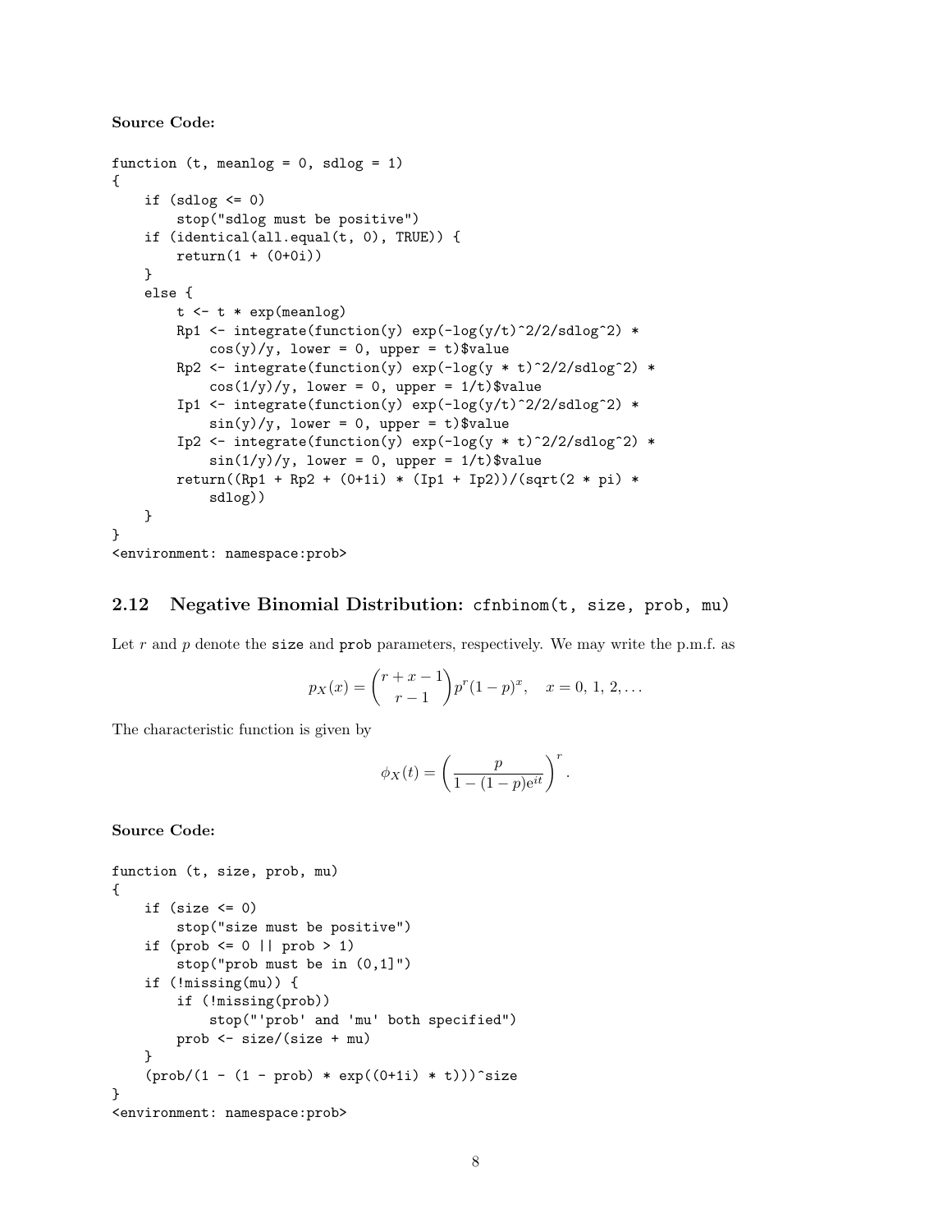**Source Code:**

```
function (t, meanlog = 0, sdlog = 1)
{
    if (sdlog <= 0)
        stop("sdlog must be positive")
    if (identical(all.equal(t, 0), TRUE)) {
        return(1 + (0+0i))
    }
    else {
        t <- t * exp(meanlog)
        Rp1 <- integrate(function(y) exp(-log(y/t)^2/2/sdlog^2) *
            cos(y)/y, lower = 0, upper = t)$value
        Rp2 <- integrate(function(y) exp(-log(y * t)^2/2/sdlog^2) *
            cos(1/y)/y, lower = 0, upper = 1/t)$value
        Ip1 <- integrate(function(y) exp(-log(y/t)^2/2/sdlog^2) *
            sin(y)/y, lower = 0, upper = t)$value
        Ip2 <- integrate(function(y) exp(-log(y * t)^2/2/sdlog^2) *
            sin(1/y)/y, lower = 0, upper = 1/t)$value
        return((Rp1 + Rp2 + (0+1i) * (Ip1 + Ip2))/(sqrt(2 * pi) *
            sdlog))
    }
}
<environment: namespace:prob>
```

## 2.12 Negative Binomial Distribution: `cfnbinom(t, size, prob, mu)`

Let $r$ and $p$ denote the `size` and `prob` parameters, respectively. We may write the p.m.f. as

$$p_X(x) = \binom{r+x-1}{r-1} p^r (1-p)^x, \quad x = 0,\, 1,\, 2, \ldots$$

The characteristic function is given by

$$\phi_X(t) = \left( \frac{p}{1-(1-p)\mathrm{e}^{it}} \right)^r.$$

**Source Code:**

```
function (t, size, prob, mu)
{
    if (size <= 0)
        stop("size must be positive")
    if (prob <= 0 || prob > 1)
        stop("prob must be in (0,1]")
    if (!missing(mu)) {
        if (!missing(prob))
            stop("'prob' and 'mu' both specified")
        prob <- size/(size + mu)
    }
    (prob/(1 - (1 - prob) * exp((0+1i) * t)))^size
}
<environment: namespace:prob>
```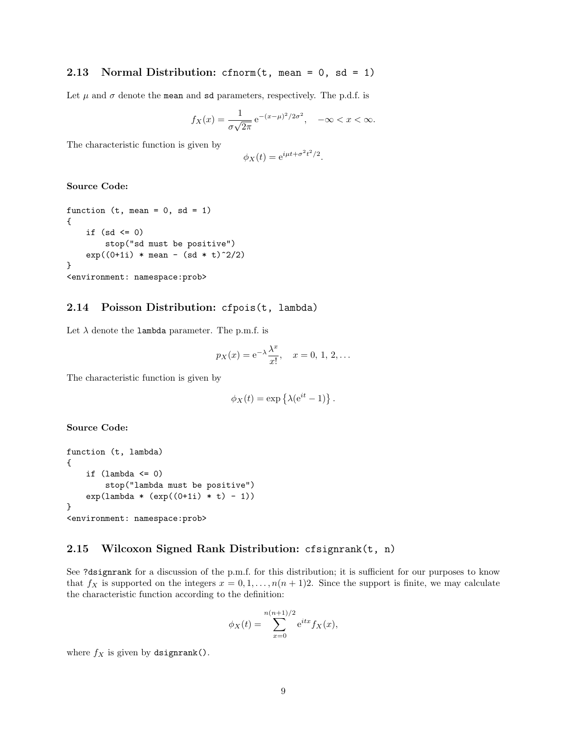### 2.13 Normal Distribution: `cfnorm(t, mean = 0, sd = 1)`

Let $\mu$ and $\sigma$ denote the `mean` and `sd` parameters, respectively. The p.d.f. is

$$f_X(x) = \frac{1}{\sigma\sqrt{2\pi}}\,\mathrm{e}^{-(x-\mu)^2/2\sigma^2}, \quad -\infty < x < \infty.$$

The characteristic function is given by

$$\phi_X(t) = \mathrm{e}^{i\mu t + \sigma^2 t^2/2}.$$

**Source Code:**

```
function (t, mean = 0, sd = 1)
{
    if (sd <= 0)
        stop("sd must be positive")
    exp((0+1i) * mean - (sd * t)^2/2)
}
<environment: namespace:prob>
```

### 2.14 Poisson Distribution: `cfpois(t, lambda)`

Let $\lambda$ denote the `lambda` parameter. The p.m.f. is

$$p_X(x) = \mathrm{e}^{-\lambda}\frac{\lambda^x}{x!}, \quad x = 0, 1, 2, \ldots$$

The characteristic function is given by

$$\phi_X(t) = \exp\left\{\lambda(\mathrm{e}^{it} - 1)\right\}.$$

**Source Code:**

```
function (t, lambda)
{
    if (lambda <= 0)
        stop("lambda must be positive")
    exp(lambda * (exp((0+1i) * t) - 1))
}
<environment: namespace:prob>
```

### 2.15 Wilcoxon Signed Rank Distribution: `cfsignrank(t, n)`

See `?dsignrank` for a discussion of the p.m.f. for this distribution; it is sufficient for our purposes to know that $f_X$ is supported on the integers $x = 0, 1, \ldots, n(n+1)2$. Since the support is finite, we may calculate the characteristic function according to the definition:

$$\phi_X(t) = \sum_{x=0}^{n(n+1)/2} \mathrm{e}^{itx} f_X(x),$$

where $f_X$ is given by `dsignrank()`.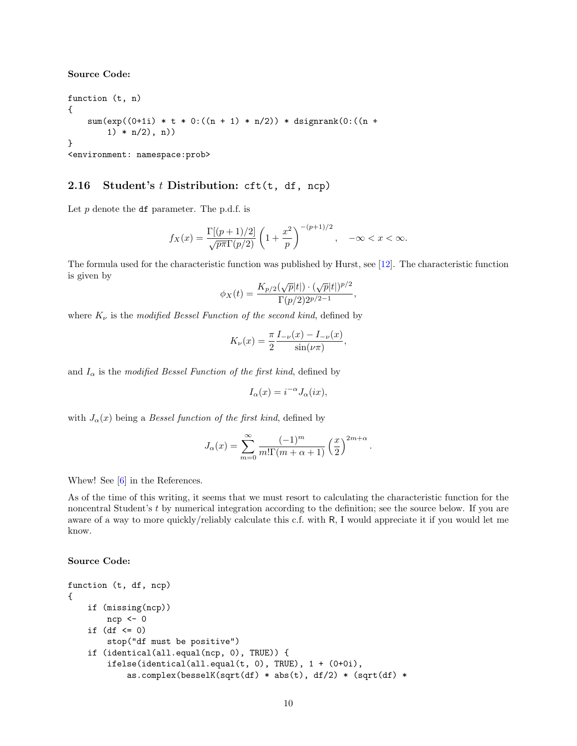**Source Code:**

```
function (t, n)
{
    sum(exp((0+1i) * t * 0:((n + 1) * n/2)) * dsignrank(0:((n +
        1) * n/2), n))
}
<environment: namespace:prob>
```

## 2.16 Student's $t$ Distribution: `cft(t, df, ncp)`

Let $p$ denote the `df` parameter. The p.d.f. is

$$f_X(x) = \frac{\Gamma[(p+1)/2]}{\sqrt{p\pi}\Gamma(p/2)}\left(1 + \frac{x^2}{p}\right)^{-(p+1)/2}, \quad -\infty < x < \infty.$$

The formula used for the characteristic function was published by Hurst, see [12]. The characteristic function is given by

$$\phi_X(t) = \frac{K_{p/2}(\sqrt{p}|t|) \cdot (\sqrt{p}|t|)^{p/2}}{\Gamma(p/2)2^{p/2-1}},$$

where $K_\nu$ is the *modified Bessel Function of the second kind*, defined by

$$K_\nu(x) = \frac{\pi}{2}\frac{I_{-\nu}(x) - I_{-\nu}(x)}{\sin(\nu\pi)},$$

and $I_\alpha$ is the *modified Bessel Function of the first kind*, defined by

$$I_\alpha(x) = i^{-\alpha}J_\alpha(ix),$$

with $J_\alpha(x)$ being a *Bessel function of the first kind*, defined by

$$J_\alpha(x) = \sum_{m=0}^{\infty}\frac{(-1)^m}{m!\Gamma(m+\alpha+1)}\left(\frac{x}{2}\right)^{2m+\alpha}.$$

Whew! See [6] in the References.

As of the time of this writing, it seems that we must resort to calculating the characteristic function for the noncentral Student's $t$ by numerical integration according to the definition; see the source below. If you are aware of a way to more quickly/reliably calculate this c.f. with R, I would appreciate it if you would let me know.

**Source Code:**

```
function (t, df, ncp)
{
    if (missing(ncp))
        ncp <- 0
    if (df <= 0)
        stop("df must be positive")
    if (identical(all.equal(ncp, 0), TRUE)) {
        ifelse(identical(all.equal(t, 0), TRUE), 1 + (0+0i),
            as.complex(besselK(sqrt(df) * abs(t), df/2) * (sqrt(df) *
```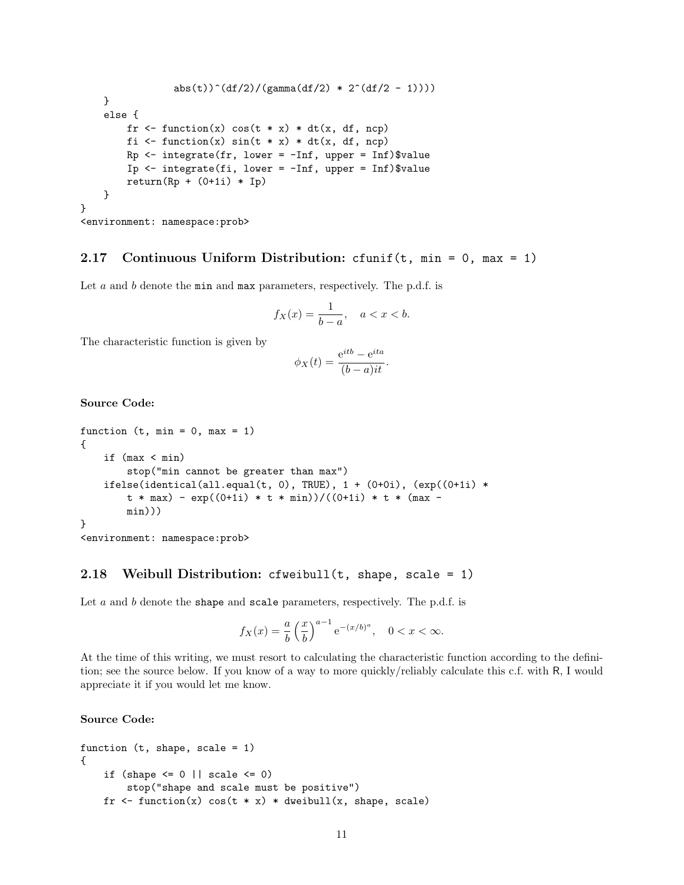```
                abs(t))^(df/2)/(gamma(df/2) * 2^(df/2 - 1))))
    }
    else {
        fr <- function(x) cos(t * x) * dt(x, df, ncp)
        fi <- function(x) sin(t * x) * dt(x, df, ncp)
        Rp <- integrate(fr, lower = -Inf, upper = Inf)$value
        Ip <- integrate(fi, lower = -Inf, upper = Inf)$value
        return(Rp + (0+1i) * Ip)
    }
}
<environment: namespace:prob>
```

## 2.17 Continuous Uniform Distribution: `cfunif(t, min = 0, max = 1)`

Let $a$ and $b$ denote the `min` and `max` parameters, respectively. The p.d.f. is

$$f_X(x) = \frac{1}{b-a}, \quad a < x < b.$$

The characteristic function is given by

$$\phi_X(t) = \frac{\mathrm{e}^{itb} - \mathrm{e}^{ita}}{(b-a)it}.$$

**Source Code:**

```
function (t, min = 0, max = 1)
{
    if (max < min)
        stop("min cannot be greater than max")
    ifelse(identical(all.equal(t, 0), TRUE), 1 + (0+0i), (exp((0+1i) *
        t * max) - exp((0+1i) * t * min))/((0+1i) * t * (max -
        min)))
}
<environment: namespace:prob>
```

## 2.18 Weibull Distribution: `cfweibull(t, shape, scale = 1)`

Let $a$ and $b$ denote the `shape` and `scale` parameters, respectively. The p.d.f. is

$$f_X(x) = \frac{a}{b}\left(\frac{x}{b}\right)^{a-1} \mathrm{e}^{-(x/b)^a}, \quad 0 < x < \infty.$$

At the time of this writing, we must resort to calculating the characteristic function according to the definition; see the source below. If you know of a way to more quickly/reliably calculate this c.f. with R, I would appreciate it if you would let me know.

**Source Code:**

```
function (t, shape, scale = 1)
{
    if (shape <= 0 || scale <= 0)
        stop("shape and scale must be positive")
    fr <- function(x) cos(t * x) * dweibull(x, shape, scale)
```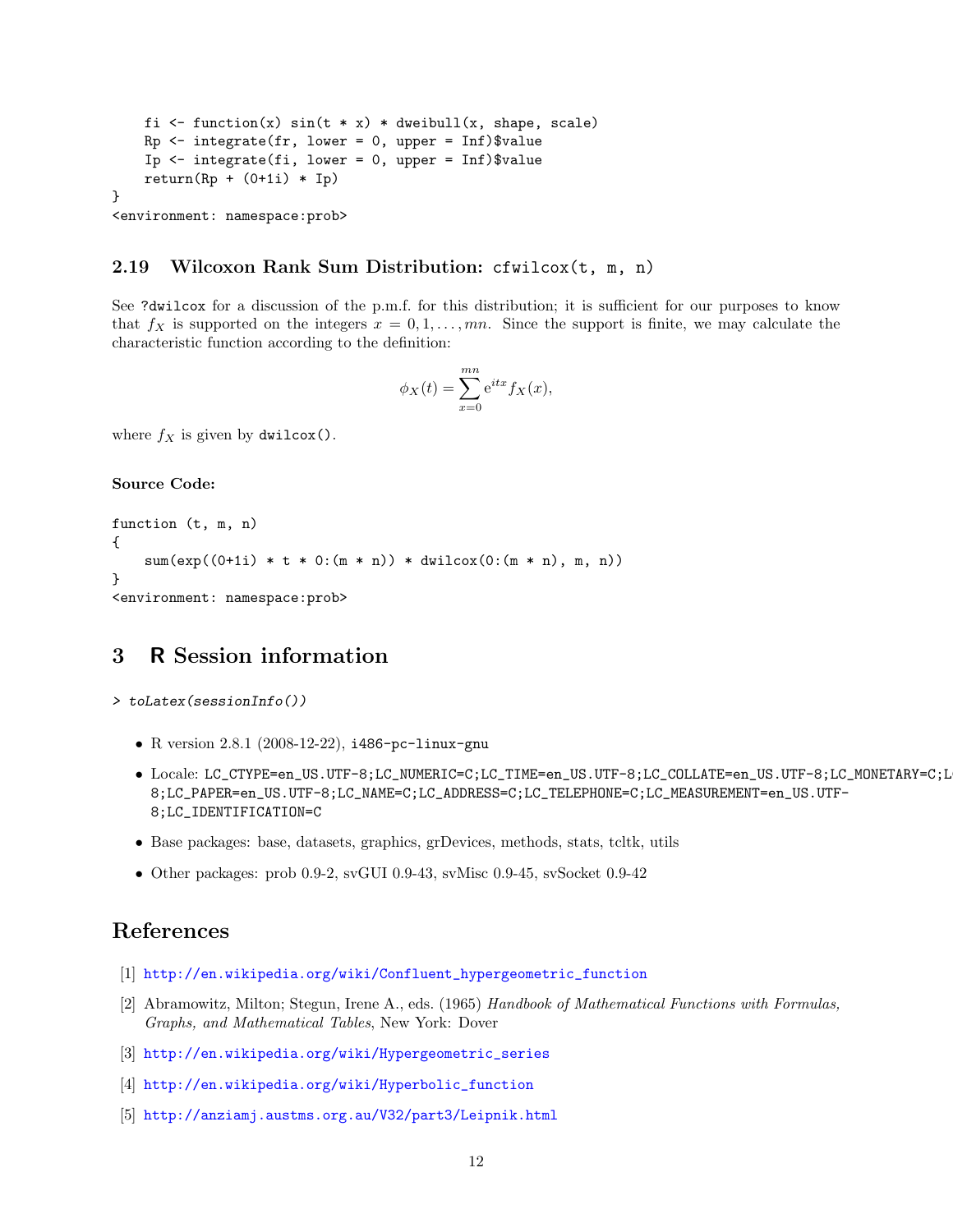```
    fi <- function(x) sin(t * x) * dweibull(x, shape, scale)
    Rp <- integrate(fr, lower = 0, upper = Inf)$value
    Ip <- integrate(fi, lower = 0, upper = Inf)$value
    return(Rp + (0+1i) * Ip)
}
<environment: namespace:prob>
```

### 2.19 Wilcoxon Rank Sum Distribution: `cfwilcox(t, m, n)`

See `?dwilcox` for a discussion of the p.m.f. for this distribution; it is sufficient for our purposes to know that $f_X$ is supported on the integers $x = 0, 1, \ldots, mn$. Since the support is finite, we may calculate the characteristic function according to the definition:

$$\phi_X(t) = \sum_{x=0}^{mn} \mathrm{e}^{itx} f_X(x),$$

where $f_X$ is given by `dwilcox()`.

**Source Code:**

```
function (t, m, n)
{
    sum(exp((0+1i) * t * 0:(m * n)) * dwilcox(0:(m * n), m, n))
}
<environment: namespace:prob>
```

## 3 R Session information

```
> toLatex(sessionInfo())
```

- R version 2.8.1 (2008-12-22), `i486-pc-linux-gnu`
- Locale: `LC_CTYPE=en_US.UTF-8;LC_NUMERIC=C;LC_TIME=en_US.UTF-8;LC_COLLATE=en_US.UTF-8;LC_MONETARY=C;L 8;LC_PAPER=en_US.UTF-8;LC_NAME=C;LC_ADDRESS=C;LC_TELEPHONE=C;LC_MEASUREMENT=en_US.UTF-8;LC_IDENTIFICATION=C`
- Base packages: base, datasets, graphics, grDevices, methods, stats, tcltk, utils
- Other packages: prob 0.9-2, svGUI 0.9-43, svMisc 0.9-45, svSocket 0.9-42

## References

[1] http://en.wikipedia.org/wiki/Confluent_hypergeometric_function

[2] Abramowitz, Milton; Stegun, Irene A., eds. (1965) *Handbook of Mathematical Functions with Formulas, Graphs, and Mathematical Tables*, New York: Dover

[3] http://en.wikipedia.org/wiki/Hypergeometric_series

[4] http://en.wikipedia.org/wiki/Hyperbolic_function

[5] http://anziamj.austms.org.au/V32/part3/Leipnik.html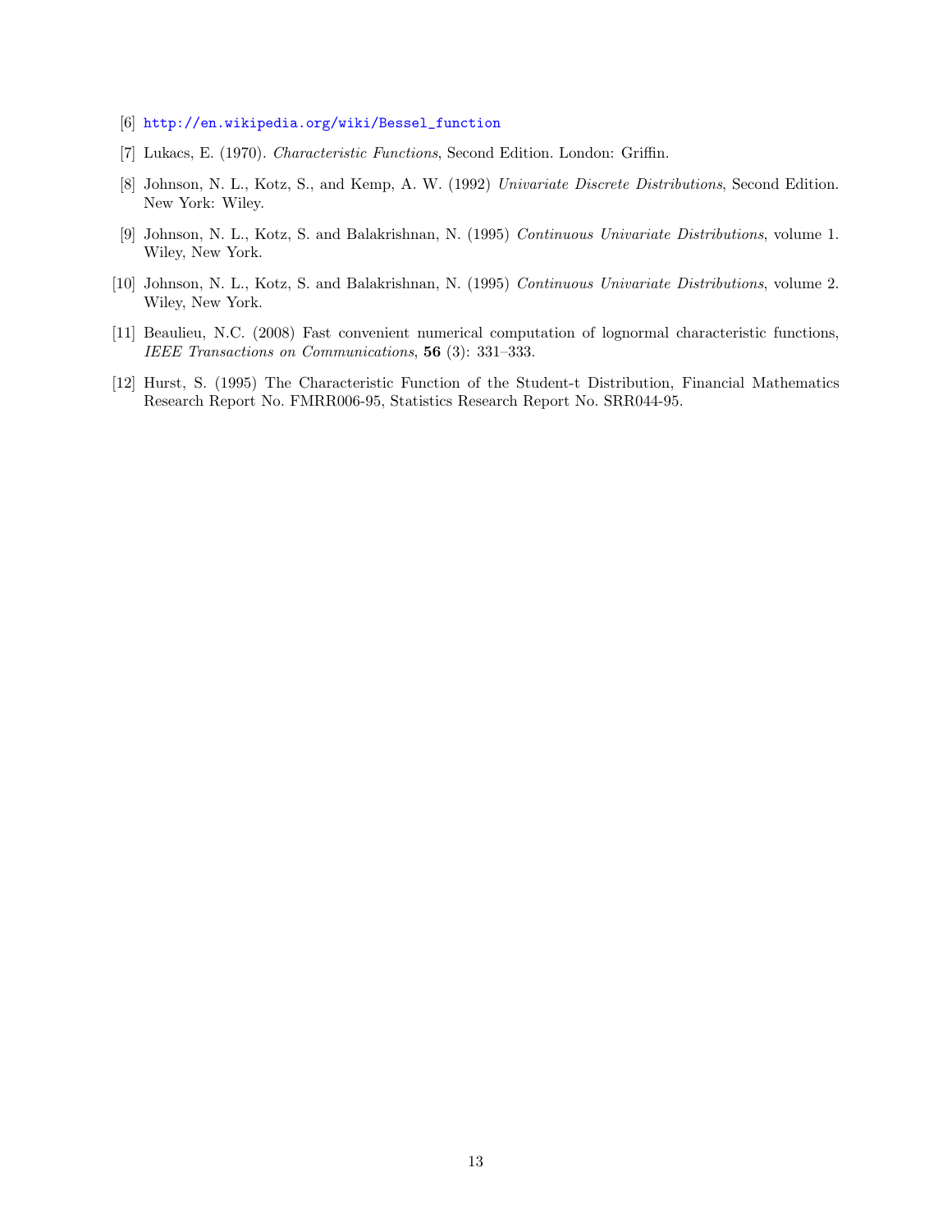[6] http://en.wikipedia.org/wiki/Bessel_function

[7] Lukacs, E. (1970). *Characteristic Functions*, Second Edition. London: Griffin.

[8] Johnson, N. L., Kotz, S., and Kemp, A. W. (1992) *Univariate Discrete Distributions*, Second Edition. New York: Wiley.

[9] Johnson, N. L., Kotz, S. and Balakrishnan, N. (1995) *Continuous Univariate Distributions*, volume 1. Wiley, New York.

[10] Johnson, N. L., Kotz, S. and Balakrishnan, N. (1995) *Continuous Univariate Distributions*, volume 2. Wiley, New York.

[11] Beaulieu, N.C. (2008) Fast convenient numerical computation of lognormal characteristic functions, *IEEE Transactions on Communications*, **56** (3): 331–333.

[12] Hurst, S. (1995) The Characteristic Function of the Student-t Distribution, Financial Mathematics Research Report No. FMRR006-95, Statistics Research Report No. SRR044-95.